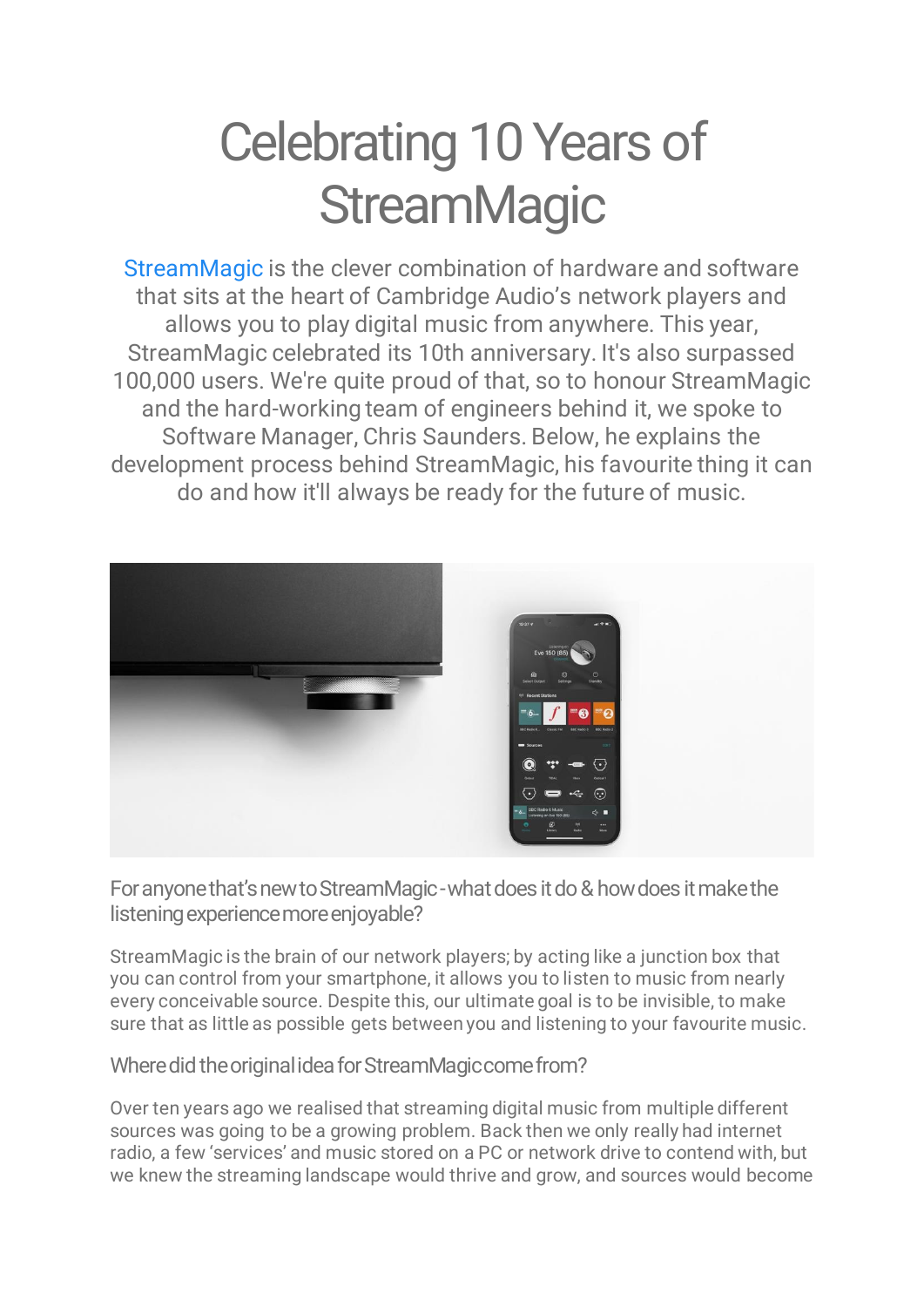# Celebrating 10 Years of StreamMagic

StreamMagic is the clever combination of hardware and software that sits at the heart of Cambridge Audio's network players and allows you to play digital music from anywhere. This year, StreamMagic celebrated its 10th anniversary. It's also surpassed 100,000 users. We're quite proud of that, so to honour StreamMagic and the hard-working team of engineers behind it, we spoke to Software Manager, Chris Saunders. Below, he explains the development process behind StreamMagic, his favourite thing it can do and how it'll always be ready for the future of music.

## For anyone that's new to StreamMagic - what does it do & how does it make the listening experience more enjoyable?

StreamMagic is the brain of our network players; by acting like a junction box that you can control from your smartphone, it allows you to listen to music from nearly every conceivable source. Despite this, our ultimate goal is to be invisible, to make sure that as little as possible gets between you and listening to your favourite music.

## Where did the original idea for StreamMagic come from?

Over ten years ago we realised that streaming digital music from multiple different sources was going to be a growing problem. Back then we only really had internet radio, a few 'services' and music stored on a PC or network drive to contend with, but we knew the streaming landscape would thrive and grow, and sources would become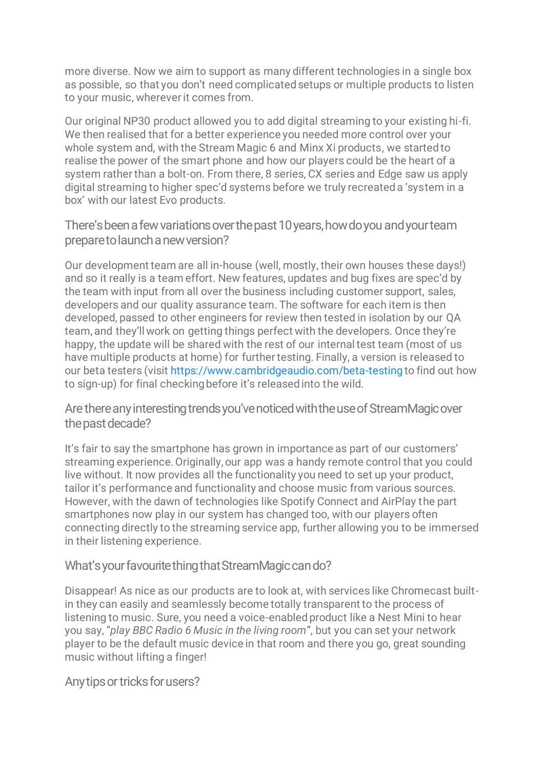more diverse. Now we aim to support as many different technologies in a single box as possible, so that you don't need complicated setups or multiple products to listen to your music, wherever it comes from.

Our original NP30 product allowed you to add digital streaming to your existing hi-fi. We then realised that for a better experience you needed more control over your whole system and, with the Stream Magic 6 and Minx Xi products, we started to realise the power of the smart phone and how our players could be the heart of a system rather than a bolt-on. From there, 8 series, CX series and Edge saw us apply digital streaming to higher spec'd systems before we truly recreated a 'system in a box' with our latest Evo products.

## There's been a few variations over the past 10 years, how do you and your team prepare to launch a new version?

Our development team are all in-house (well, mostly, their own houses these days!) and so it really is a team effort. New features, updates and bug fixes are spec'd by the team with input from all over the business including customer support, sales, developers and our quality assurance team. The software for each item is then developed, passed to other engineers for review then tested in isolation by our QA team, and they'll work on getting things perfect with the developers. Once they're happy, the update will be shared with the rest of our internal test team (most of us have multiple products at home) for further testing. Finally, a version is released to our beta testers (visit https://www.cambridgeaudio.com/beta-testing to find out how to sign-up) for final checking before it's released into the wild.

## Are there any interesting trends you've noticed with the use of StreamMagic over the past decade?

It's fair to say the smartphone has grown in importance as part of our customers' streaming experience. Originally, our app was a handy remote control that you could live without. It now provides all the functionality you need to set up your product, tailor it's performance and functionality and choose music from various sources. However, with the dawn of technologies like Spotify Connect and AirPlay the part smartphones now play in our system has changed too, with our players often connecting directly to the streaming service app, further allowing you to be immersed in their listening experience.

## What's your favourite thing that StreamMagic can do?

Disappear! As nice as our products are to look at, with services like Chromecast built-in they can easily and seamlessly become totally transparent to the process of listening to music. Sure, you need a voice-enabled product like a Nest Mini to hear you say, "*play BBC Radio 6 Music in the living room*", but you can set your network player to be the default music device in that room and there you go, great sounding music without lifting a finger!

## Any tips or tricks for users?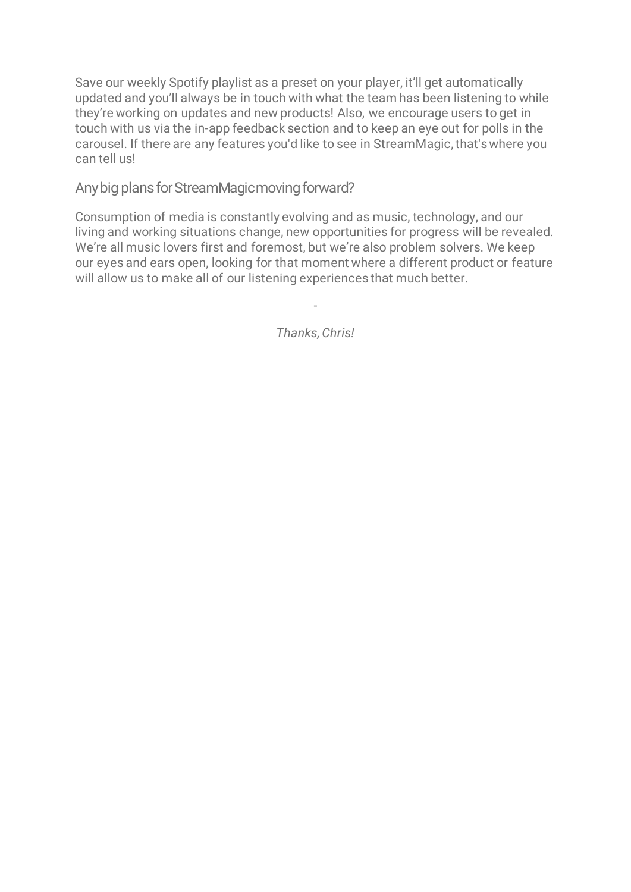Save our weekly Spotify playlist as a preset on your player, it'll get automatically updated and you'll always be in touch with what the team has been listening to while they're working on updates and new products! Also, we encourage users to get in touch with us via the in-app feedback section and to keep an eye out for polls in the carousel. If there are any features you'd like to see in StreamMagic, that's where you can tell us!

## Any big plans for StreamMagic moving forward?

Consumption of media is constantly evolving and as music, technology, and our living and working situations change, new opportunities for progress will be revealed. We're all music lovers first and foremost, but we're also problem solvers. We keep our eyes and ears open, looking for that moment where a different product or feature will allow us to make all of our listening experiences that much better.

-

*Thanks, Chris!*